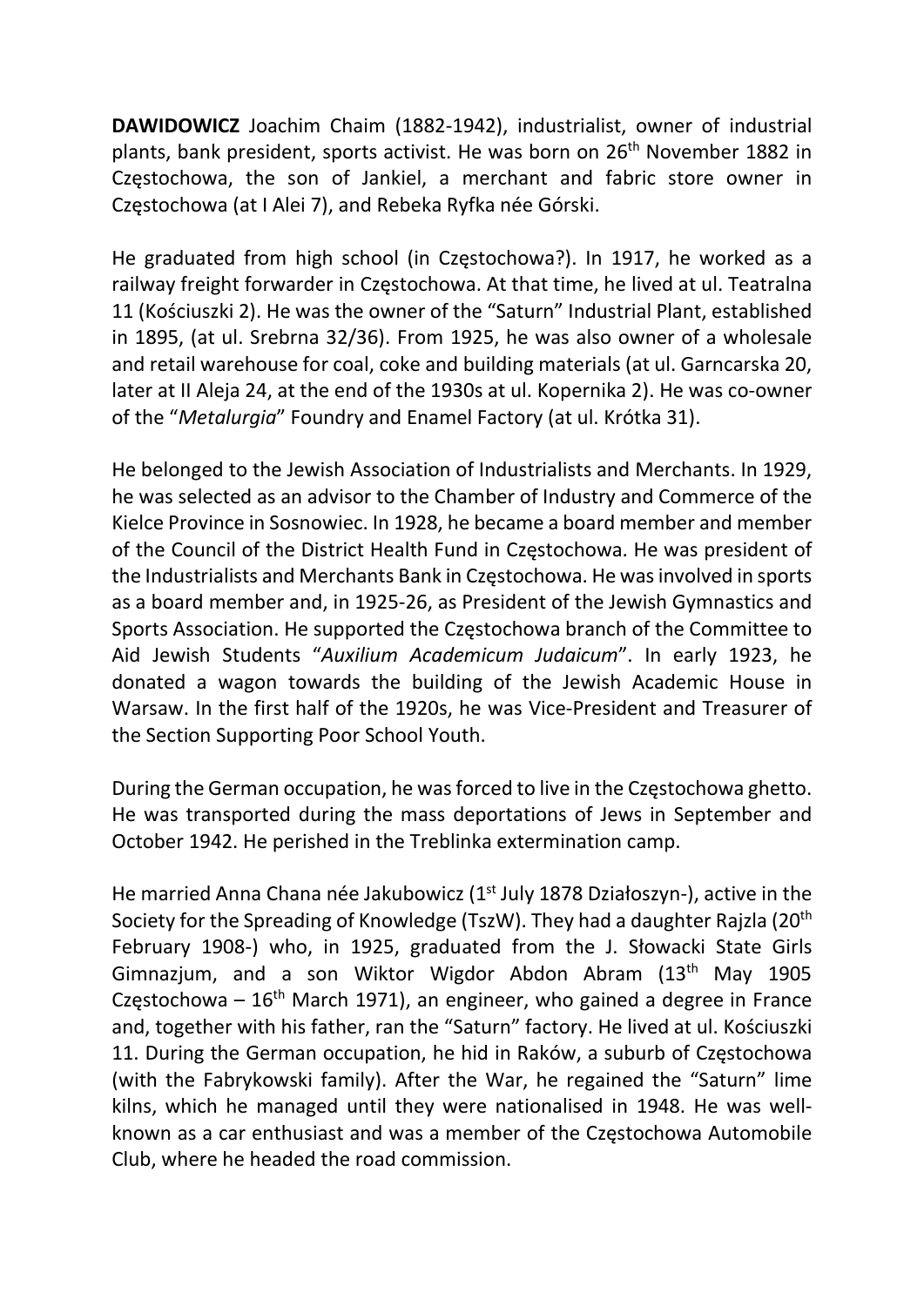**DAWIDOWICZ** Joachim Chaim (1882-1942), industrialist, owner of industrial plants, bank president, sports activist. He was born on 26th November 1882 in Częstochowa, the son of Jankiel, a merchant and fabric store owner in Częstochowa (at I Alei 7), and Rebeka Ryfka née Górski.

He graduated from high school (in Częstochowa?). In 1917, he worked as a railway freight forwarder in Częstochowa. At that time, he lived at ul. Teatralna 11 (Kościuszki 2). He was the owner of the "Saturn" Industrial Plant, established in 1895, (at ul. Srebrna 32/36). From 1925, he was also owner of a wholesale and retail warehouse for coal, coke and building materials (at ul. Garncarska 20, later at II Aleja 24, at the end of the 1930s at ul. Kopernika 2). He was co-owner of the "*Metalurgia*" Foundry and Enamel Factory (at ul. Krótka 31).

He belonged to the Jewish Association of Industrialists and Merchants. In 1929, he was selected as an advisor to the Chamber of Industry and Commerce of the Kielce Province in Sosnowiec. In 1928, he became a board member and member of the Council of the District Health Fund in Częstochowa. He was president of the Industrialists and Merchants Bank in Częstochowa. He was involved in sports as a board member and, in 1925-26, as President of the Jewish Gymnastics and Sports Association. He supported the Częstochowa branch of the Committee to Aid Jewish Students "*Auxilium Academicum Judaicum*". In early 1923, he donated a wagon towards the building of the Jewish Academic House in Warsaw. In the first half of the 1920s, he was Vice-President and Treasurer of the Section Supporting Poor School Youth.

During the German occupation, he was forced to live in the Częstochowa ghetto. He was transported during the mass deportations of Jews in September and October 1942. He perished in the Treblinka extermination camp.

He married Anna Chana née Jakubowicz (1st July 1878 Działoszyn-), active in the Society for the Spreading of Knowledge (TszW). They had a daughter Rajzla (20th February 1908-) who, in 1925, graduated from the J. Słowacki State Girls Gimnazjum, and a son Wiktor Wigdor Abdon Abram (13th May 1905 Częstochowa – 16th March 1971), an engineer, who gained a degree in France and, together with his father, ran the "Saturn" factory. He lived at ul. Kościuszki 11. During the German occupation, he hid in Raków, a suburb of Częstochowa (with the Fabrykowski family). After the War, he regained the "Saturn" lime kilns, which he managed until they were nationalised in 1948. He was well-known as a car enthusiast and was a member of the Częstochowa Automobile Club, where he headed the road commission.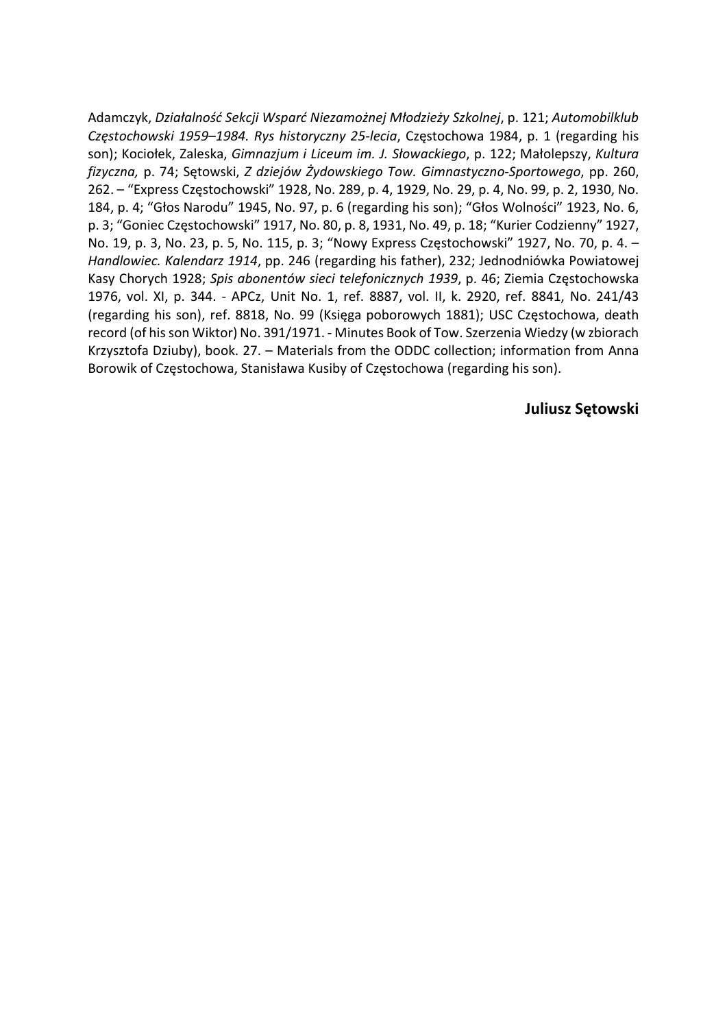Adamczyk, *Działalność Sekcji Wsparć Niezamożnej Młodzieży Szkolnej*, p. 121; *Automobilklub Częstochowski 1959–1984. Rys historyczny 25-lecia*, Częstochowa 1984, p. 1 (regarding his son); Kociołek, Zaleska, *Gimnazjum i Liceum im. J. Słowackiego*, p. 122; Małolepszy, *Kultura fizyczna,* p. 74; Sętowski, *Z dziejów Żydowskiego Tow. Gimnastyczno-Sportowego*, pp. 260, 262. – "Express Częstochowski" 1928, No. 289, p. 4, 1929, No. 29, p. 4, No. 99, p. 2, 1930, No. 184, p. 4; "Głos Narodu" 1945, No. 97, p. 6 (regarding his son); "Głos Wolności" 1923, No. 6, p. 3; "Goniec Częstochowski" 1917, No. 80, p. 8, 1931, No. 49, p. 18; "Kurier Codzienny" 1927, No. 19, p. 3, No. 23, p. 5, No. 115, p. 3; "Nowy Express Częstochowski" 1927, No. 70, p. 4. – *Handlowiec. Kalendarz 1914*, pp. 246 (regarding his father), 232; Jednodniówka Powiatowej Kasy Chorych 1928; *Spis abonentów sieci telefonicznych 1939*, p. 46; Ziemia Częstochowska 1976, vol. XI, p. 344. - APCz, Unit No. 1, ref. 8887, vol. II, k. 2920, ref. 8841, No. 241/43 (regarding his son), ref. 8818, No. 99 (Księga poborowych 1881); USC Częstochowa, death record (of his son Wiktor) No. 391/1971. - Minutes Book of Tow. Szerzenia Wiedzy (w zbiorach Krzysztofa Dziuby), book. 27. – Materials from the ODDC collection; information from Anna Borowik of Częstochowa, Stanisława Kusiby of Częstochowa (regarding his son).

**Juliusz Sętowski**